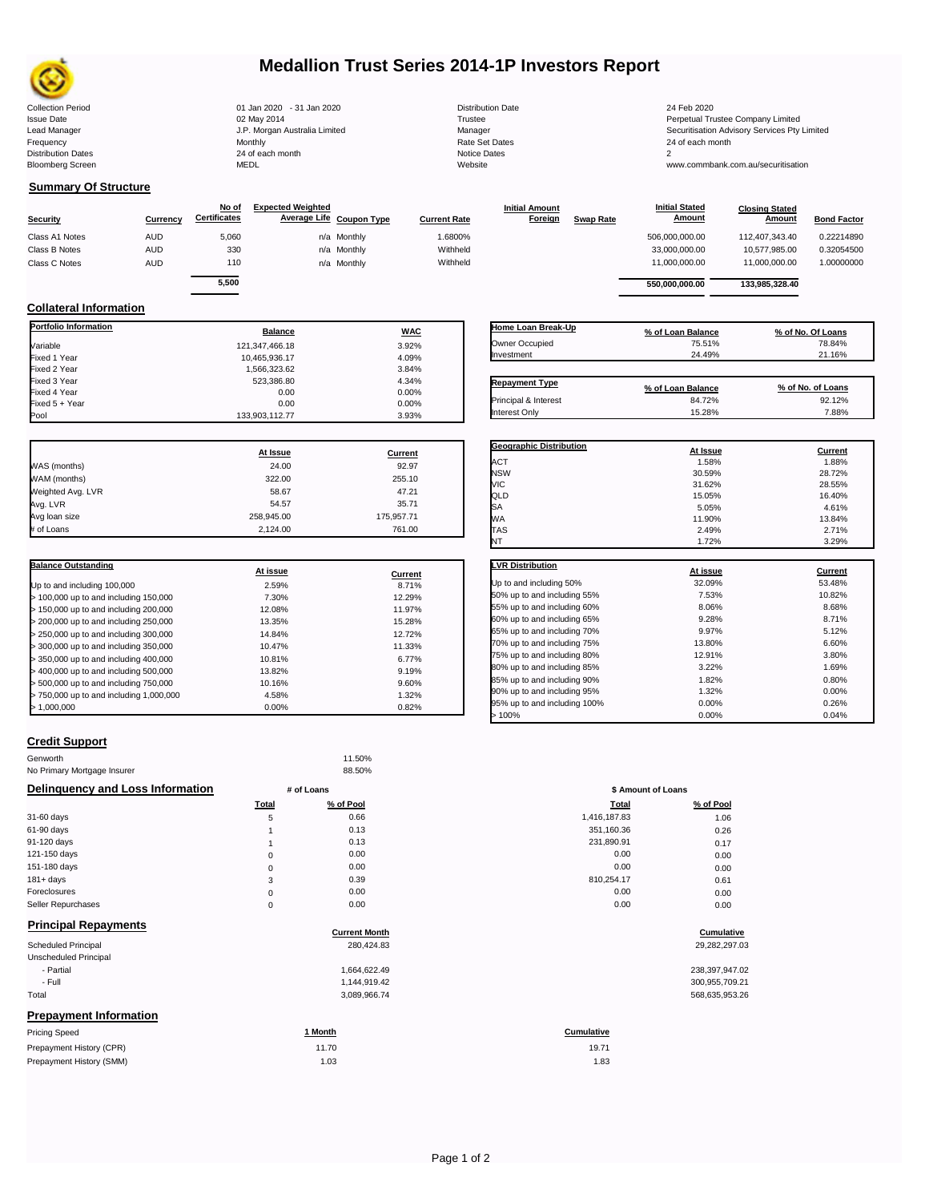# Medallion Trust Series 2014-1P Investors Report

| | | | |
|---|---|---|---|
| Collection Period | 01 Jan 2020 - 31 Jan 2020 | Distribution Date | 24 Feb 2020 |
| Issue Date | 02 May 2014 | Trustee | Perpetual Trustee Company Limited |
| Lead Manager | J.P. Morgan Australia Limited | Manager | Securitisation Advisory Services Pty Limited |
| Frequency | Monthly | Rate Set Dates | 24 of each month |
| Distribution Dates | 24 of each month | Notice Dates | 2 |
| Bloomberg Screen | MEDL | Website | www.commbank.com.au/securitisation |

## Summary Of Structure

| Security | Currency | No of Certificates | Expected Weighted Average Life | Coupon Type | Current Rate | Initial Amount Foreign | Swap Rate | Initial Stated Amount | Closing Stated Amount | Bond Factor |
|---|---|---|---|---|---|---|---|---|---|---|
| Class A1 Notes | AUD | 5,060 | n/a | Monthly | 1.6800% | | | 506,000,000.00 | 112,407,343.40 | 0.22214890 |
| Class B Notes | AUD | 330 | n/a | Monthly | Withheld | | | 33,000,000.00 | 10,577,985.00 | 0.32054500 |
| Class C Notes | AUD | 110 | n/a | Monthly | Withheld | | | 11,000,000.00 | 11,000,000.00 | 1.00000000 |
| | | 5,500 | | | | | | 550,000,000.00 | 133,985,328.40 | |

## Collateral Information

| Portfolio Information | Balance | WAC |
|---|---|---|
| Variable | 121,347,466.18 | 3.92% |
| Fixed 1 Year | 10,465,936.17 | 4.09% |
| Fixed 2 Year | 1,566,323.62 | 3.84% |
| Fixed 3 Year | 523,386.80 | 4.34% |
| Fixed 4 Year | 0.00 | 0.00% |
| Fixed 5 + Year | 0.00 | 0.00% |
| Pool | 133,903,112.77 | 3.93% |

| Home Loan Break-Up | % of Loan Balance | % of No. Of Loans |
|---|---|---|
| Owner Occupied | 75.51% | 78.84% |
| Investment | 24.49% | 21.16% |

| Repayment Type | % of Loan Balance | % of No. of Loans |
|---|---|---|
| Principal & Interest | 84.72% | 92.12% |
| Interest Only | 15.28% | 7.88% |

| | At Issue | Current |
|---|---|---|
| WAS (months) | 24.00 | 92.97 |
| WAM (months) | 322.00 | 255.10 |
| Weighted Avg. LVR | 58.67 | 47.21 |
| Avg. LVR | 54.57 | 35.71 |
| Avg loan size | 258,945.00 | 175,957.71 |
| # of Loans | 2,124.00 | 761.00 |

| Geographic Distribution | At Issue | Current |
|---|---|---|
| ACT | 1.58% | 1.88% |
| NSW | 30.59% | 28.72% |
| VIC | 31.62% | 28.55% |
| QLD | 15.05% | 16.40% |
| SA | 5.05% | 4.61% |
| WA | 11.90% | 13.84% |
| TAS | 2.49% | 2.71% |
| NT | 1.72% | 3.29% |

| Balance Outstanding | At issue | Current |
|---|---|---|
| Up to and including 100,000 | 2.59% | 8.71% |
| > 100,000 up to and including 150,000 | 7.30% | 12.29% |
| > 150,000 up to and including 200,000 | 12.08% | 11.97% |
| > 200,000 up to and including 250,000 | 13.35% | 15.28% |
| > 250,000 up to and including 300,000 | 14.84% | 12.72% |
| > 300,000 up to and including 350,000 | 10.47% | 11.33% |
| > 350,000 up to and including 400,000 | 10.81% | 6.77% |
| > 400,000 up to and including 500,000 | 13.82% | 9.19% |
| > 500,000 up to and including 750,000 | 10.16% | 9.60% |
| > 750,000 up to and including 1,000,000 | 4.58% | 1.32% |
| > 1,000,000 | 0.00% | 0.82% |

| LVR Distribution | At issue | Current |
|---|---|---|
| Up to and including 50% | 32.09% | 53.48% |
| 50% up to and including 55% | 7.53% | 10.82% |
| 55% up to and including 60% | 8.06% | 8.68% |
| 60% up to and including 65% | 9.28% | 8.71% |
| 65% up to and including 70% | 9.97% | 5.12% |
| 70% up to and including 75% | 13.80% | 6.60% |
| 75% up to and including 80% | 12.91% | 3.80% |
| 80% up to and including 85% | 3.22% | 1.69% |
| 85% up to and including 90% | 1.82% | 0.80% |
| 90% up to and including 95% | 1.32% | 0.00% |
| 95% up to and including 100% | 0.00% | 0.26% |
| > 100% | 0.00% | 0.04% |

## Credit Support

| | |
|---|---|
| Genworth | 11.50% |
| No Primary Mortgage Insurer | 88.50% |

## Delinquency and Loss Information

| | # of Loans Total | # of Loans % of Pool | $ Amount of Loans Total | $ Amount of Loans % of Pool |
|---|---|---|---|---|
| 31-60 days | 5 | 0.66 | 1,416,187.83 | 1.06 |
| 61-90 days | 1 | 0.13 | 351,160.36 | 0.26 |
| 91-120 days | 1 | 0.13 | 231,890.91 | 0.17 |
| 121-150 days | 0 | 0.00 | 0.00 | 0.00 |
| 151-180 days | 0 | 0.00 | 0.00 | 0.00 |
| 181+ days | 3 | 0.39 | 810,254.17 | 0.61 |
| Foreclosures | 0 | 0.00 | 0.00 | 0.00 |
| Seller Repurchases | 0 | 0.00 | 0.00 | 0.00 |

## Principal Repayments

| | Current Month | Cumulative |
|---|---|---|
| Scheduled Principal | 280,424.83 | 29,282,297.03 |
| Unscheduled Principal | | |
| - Partial | 1,664,622.49 | 238,397,947.02 |
| - Full | 1,144,919.42 | 300,955,709.21 |
| Total | 3,089,966.74 | 568,635,953.26 |

## Prepayment Information

| Pricing Speed | 1 Month | Cumulative |
|---|---|---|
| Prepayment History (CPR) | 11.70 | 19.71 |
| Prepayment History (SMM) | 1.03 | 1.83 |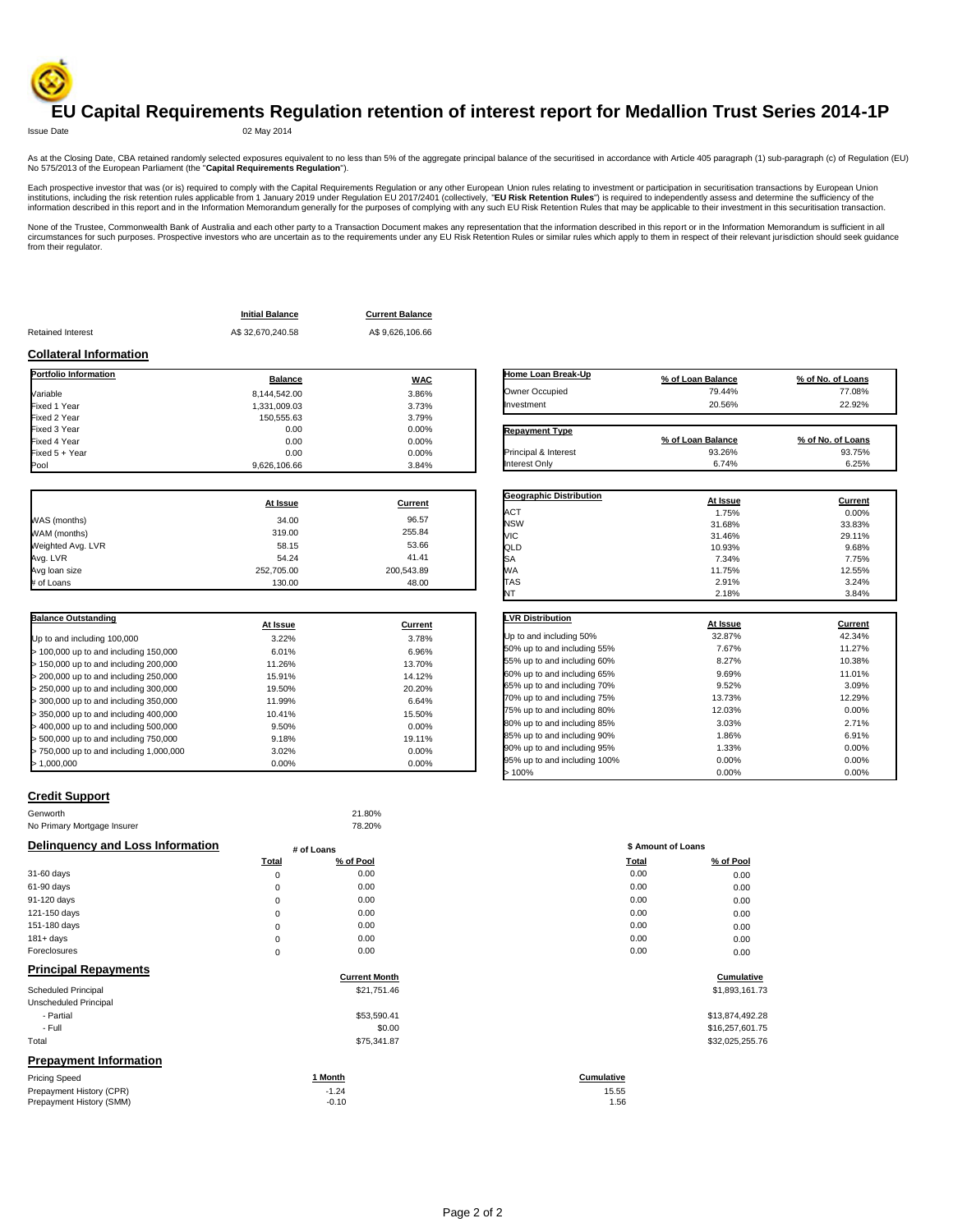# EU Capital Requirements Regulation retention of interest report for Medallion Trust Series 2014-1P

Issue Date 02 May 2014

As at the Closing Date, CBA retained randomly selected exposures equivalent to no less than 5% of the aggregate principal balance of the securitised in accordance with Article 405 paragraph (1) sub-paragraph (c) of Regulation (EU) No 575/2013 of the European Parliament (the "**Capital Requirements Regulation**").

Each prospective investor that was (or is) required to comply with the Capital Requirements Regulation or any other European Union rules relating to investment or participation in securitisation transactions by European Union institutions, including the risk retention rules applicable from 1 January 2019 under Regulation EU 2017/2401 (collectively, "**EU Risk Retention Rules**") is required to independently assess and determine the sufficiency of the information described in this report and in the Information Memorandum generally for the purposes of complying with any such EU Risk Retention Rules that may be applicable to their investment in this securitisation transaction.

None of the Trustee, Commonwealth Bank of Australia and each other party to a Transaction Document makes any representation that the information described in this report or in the Information Memorandum is sufficient in all circumstances for such purposes. Prospective investors who are uncertain as to the requirements under any EU Risk Retention Rules or similar rules which apply to them in respect of their relevant jurisdiction should seek guidance from their regulator.

| | Initial Balance | Current Balance |
|---|---|---|
| Retained Interest | A$ 32,670,240.58 | A$ 9,626,106.66 |

## Collateral Information

| Portfolio Information | Balance | WAC |
|---|---|---|
| Variable | 8,144,542.00 | 3.86% |
| Fixed 1 Year | 1,331,009.03 | 3.73% |
| Fixed 2 Year | 150,555.63 | 3.79% |
| Fixed 3 Year | 0.00 | 0.00% |
| Fixed 4 Year | 0.00 | 0.00% |
| Fixed 5 + Year | 0.00 | 0.00% |
| Pool | 9,626,106.66 | 3.84% |

| Home Loan Break-Up | % of Loan Balance | % of No. of Loans |
|---|---|---|
| Owner Occupied | 79.44% | 77.08% |
| Investment | 20.56% | 22.92% |

| Repayment Type | % of Loan Balance | % of No. of Loans |
|---|---|---|
| Principal & Interest | 93.26% | 93.75% |
| Interest Only | 6.74% | 6.25% |

| | At Issue | Current |
|---|---|---|
| WAS (months) | 34.00 | 96.57 |
| WAM (months) | 319.00 | 255.84 |
| Weighted Avg. LVR | 58.15 | 53.66 |
| Avg. LVR | 54.24 | 41.41 |
| Avg loan size | 252,705.00 | 200,543.89 |
| # of Loans | 130.00 | 48.00 |

| Geographic Distribution | At Issue | Current |
|---|---|---|
| ACT | 1.75% | 0.00% |
| NSW | 31.68% | 33.83% |
| VIC | 31.46% | 29.11% |
| QLD | 10.93% | 9.68% |
| SA | 7.34% | 7.75% |
| WA | 11.75% | 12.55% |
| TAS | 2.91% | 3.24% |
| NT | 2.18% | 3.84% |

| Balance Outstanding | At Issue | Current |
|---|---|---|
| Up to and including 100,000 | 3.22% | 3.78% |
| > 100,000 up to and including 150,000 | 6.01% | 6.96% |
| > 150,000 up to and including 200,000 | 11.26% | 13.70% |
| > 200,000 up to and including 250,000 | 15.91% | 14.12% |
| > 250,000 up to and including 300,000 | 19.50% | 20.20% |
| > 300,000 up to and including 350,000 | 11.99% | 6.64% |
| > 350,000 up to and including 400,000 | 10.41% | 15.50% |
| > 400,000 up to and including 500,000 | 9.50% | 0.00% |
| > 500,000 up to and including 750,000 | 9.18% | 19.11% |
| > 750,000 up to and including 1,000,000 | 3.02% | 0.00% |
| > 1,000,000 | 0.00% | 0.00% |

| LVR Distribution | At Issue | Current |
|---|---|---|
| Up to and including 50% | 32.87% | 42.34% |
| 50% up to and including 55% | 7.67% | 11.27% |
| 55% up to and including 60% | 8.27% | 10.38% |
| 60% up to and including 65% | 9.69% | 11.01% |
| 65% up to and including 70% | 9.52% | 3.09% |
| 70% up to and including 75% | 13.73% | 12.29% |
| 75% up to and including 80% | 12.03% | 0.00% |
| 80% up to and including 85% | 3.03% | 2.71% |
| 85% up to and including 90% | 1.86% | 6.91% |
| 90% up to and including 95% | 1.33% | 0.00% |
| 95% up to and including 100% | 0.00% | 0.00% |
| > 100% | 0.00% | 0.00% |

## Credit Support

| | |
|---|---|
| Genworth | 21.80% |
| No Primary Mortgage Insurer | 78.20% |

## Delinquency and Loss Information

| | # of Loans | | \$ Amount of Loans | |
|---|---|---|---|---|
| | Total | % of Pool | Total | % of Pool |
| 31-60 days | 0 | 0.00 | 0.00 | 0.00 |
| 61-90 days | 0 | 0.00 | 0.00 | 0.00 |
| 91-120 days | 0 | 0.00 | 0.00 | 0.00 |
| 121-150 days | 0 | 0.00 | 0.00 | 0.00 |
| 151-180 days | 0 | 0.00 | 0.00 | 0.00 |
| 181+ days | 0 | 0.00 | 0.00 | 0.00 |
| Foreclosures | 0 | 0.00 | 0.00 | 0.00 |

## Principal Repayments

| | Current Month | Cumulative |
|---|---|---|
| Scheduled Principal | \$21,751.46 | \$1,893,161.73 |
| Unscheduled Principal | | |
| - Partial | \$53,590.41 | \$13,874,492.28 |
| - Full | \$0.00 | \$16,257,601.75 |
| Total | \$75,341.87 | \$32,025,255.76 |

## Prepayment Information

| Pricing Speed | 1 Month | Cumulative |
|---|---|---|
| Prepayment History (CPR) | -1.24 | 15.55 |
| Prepayment History (SMM) | -0.10 | 1.56 |